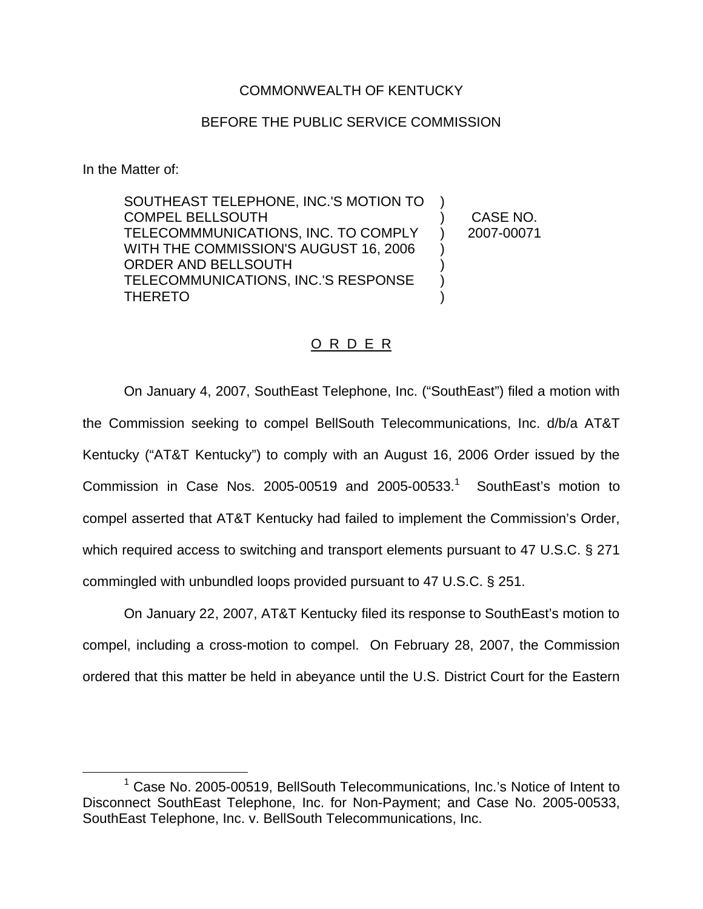COMMONWEALTH OF KENTUCKY

BEFORE THE PUBLIC SERVICE COMMISSION

In the Matter of:

| | | |
|---|---|---|
| SOUTHEAST TELEPHONE, INC.'S MOTION TO COMPEL BELLSOUTH TELECOMMMUNICATIONS, INC. TO COMPLY WITH THE COMMISSION'S AUGUST 16, 2006 ORDER AND BELLSOUTH TELECOMMUNICATIONS, INC.'S RESPONSE THERETO | ) | CASE NO. 2007-00071 |

O R D E R

On January 4, 2007, SouthEast Telephone, Inc. ("SouthEast") filed a motion with the Commission seeking to compel BellSouth Telecommunications, Inc. d/b/a AT&T Kentucky ("AT&T Kentucky") to comply with an August 16, 2006 Order issued by the Commission in Case Nos. 2005-00519 and 2005-00533.[1] SouthEast's motion to compel asserted that AT&T Kentucky had failed to implement the Commission's Order, which required access to switching and transport elements pursuant to 47 U.S.C. § 271 commingled with unbundled loops provided pursuant to 47 U.S.C. § 251.

On January 22, 2007, AT&T Kentucky filed its response to SouthEast's motion to compel, including a cross-motion to compel. On February 28, 2007, the Commission ordered that this matter be held in abeyance until the U.S. District Court for the Eastern

[1] Case No. 2005-00519, BellSouth Telecommunications, Inc.'s Notice of Intent to Disconnect SouthEast Telephone, Inc. for Non-Payment; and Case No. 2005-00533, SouthEast Telephone, Inc. v. BellSouth Telecommunications, Inc.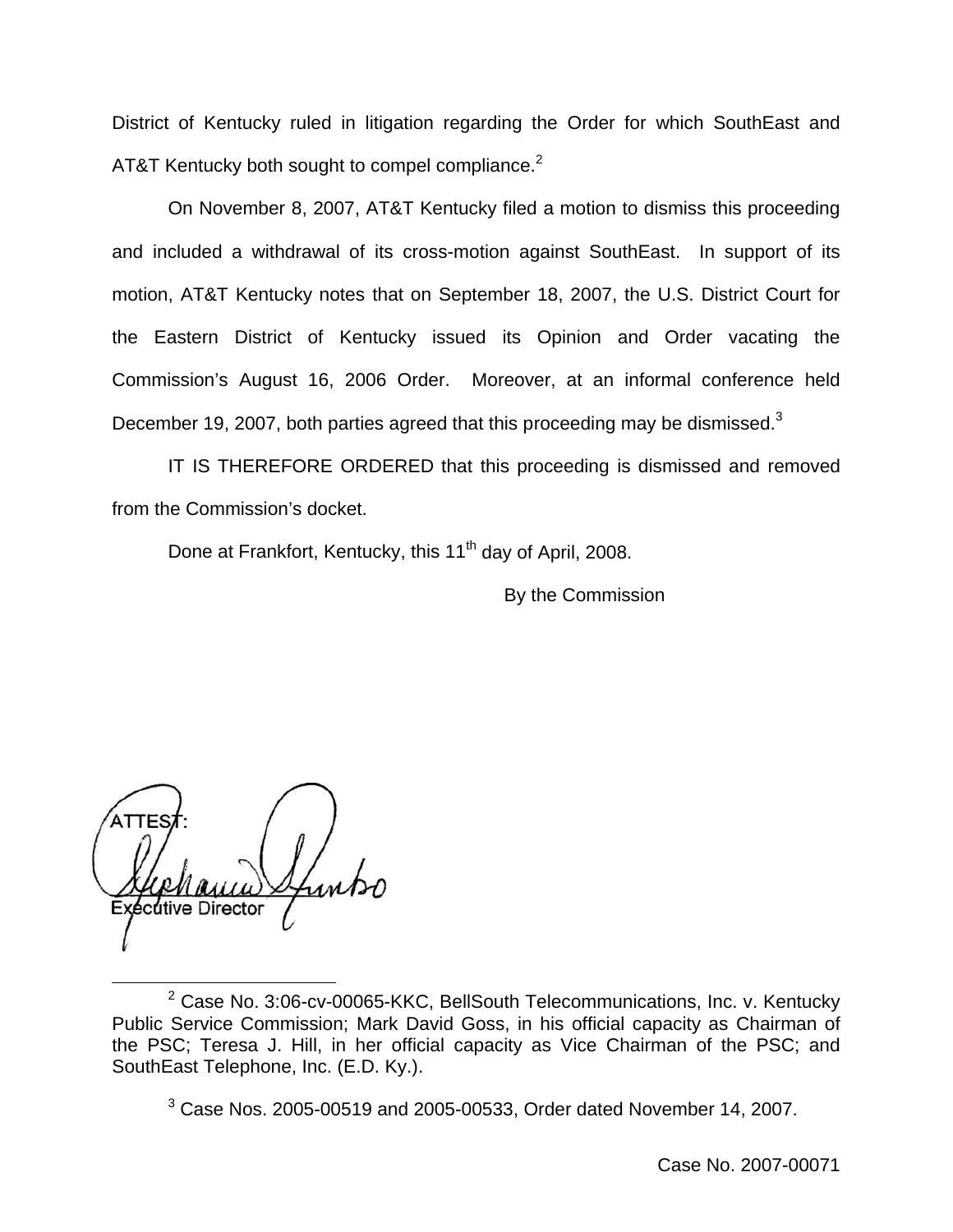District of Kentucky ruled in litigation regarding the Order for which SouthEast and AT&T Kentucky both sought to compel compliance.[2]

On November 8, 2007, AT&T Kentucky filed a motion to dismiss this proceeding and included a withdrawal of its cross-motion against SouthEast. In support of its motion, AT&T Kentucky notes that on September 18, 2007, the U.S. District Court for the Eastern District of Kentucky issued its Opinion and Order vacating the Commission's August 16, 2006 Order. Moreover, at an informal conference held December 19, 2007, both parties agreed that this proceeding may be dismissed.[3]

IT IS THEREFORE ORDERED that this proceeding is dismissed and removed from the Commission's docket.

Done at Frankfort, Kentucky, this 11th day of April, 2008.

By the Commission

ATTEST:

Executive Director

[2] Case No. 3:06-cv-00065-KKC, BellSouth Telecommunications, Inc. v. Kentucky Public Service Commission; Mark David Goss, in his official capacity as Chairman of the PSC; Teresa J. Hill, in her official capacity as Vice Chairman of the PSC; and SouthEast Telephone, Inc. (E.D. Ky.).

[3] Case Nos. 2005-00519 and 2005-00533, Order dated November 14, 2007.

Case No. 2007-00071